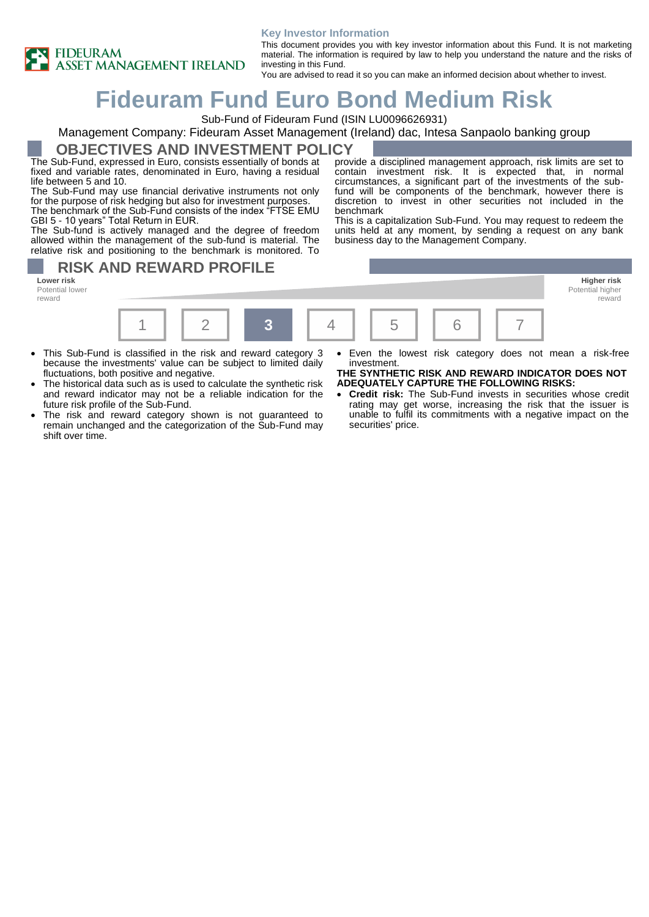FIDEURAM ASSET MANAGEMENT IRELAND

**Key Investor Information**

This document provides you with key investor information about this Fund. It is not marketing material. The information is required by law to help you understand the nature and the risks of investing in this Fund.
You are advised to read it so you can make an informed decision about whether to invest.

# Fideuram Fund Euro Bond Medium Risk

Sub-Fund of Fideuram Fund (ISIN LU0096626931)

Management Company: Fideuram Asset Management (Ireland) dac, Intesa Sanpaolo banking group

## OBJECTIVES AND INVESTMENT POLICY

The Sub-Fund, expressed in Euro, consists essentially of bonds at fixed and variable rates, denominated in Euro, having a residual life between 5 and 10.

The Sub-Fund may use financial derivative instruments not only for the purpose of risk hedging but also for investment purposes.

The benchmark of the Sub-Fund consists of the index "FTSE EMU GBI 5 - 10 years" Total Return in EUR.

The Sub-fund is actively managed and the degree of freedom allowed within the management of the sub-fund is material. The relative risk and positioning to the benchmark is monitored. To provide a disciplined management approach, risk limits are set to contain investment risk. It is expected that, in normal circumstances, a significant part of the investments of the sub-fund will be components of the benchmark, however there is discretion to invest in other securities not included in the benchmark

This is a capitalization Sub-Fund. You may request to redeem the units held at any moment, by sending a request on any bank business day to the Management Company.

## RISK AND REWARD PROFILE

**Lower risk**
Potential lower reward

**Higher risk**
Potential higher reward

| 1 | 2 | **3** | 4 | 5 | 6 | 7 |
|---|---|---|---|---|---|---|

- This Sub-Fund is classified in the risk and reward category 3 because the investments' value can be subject to limited daily fluctuations, both positive and negative.
- The historical data such as is used to calculate the synthetic risk and reward indicator may not be a reliable indication for the future risk profile of the Sub-Fund.
- The risk and reward category shown is not guaranteed to remain unchanged and the categorization of the Sub-Fund may shift over time.
- Even the lowest risk category does not mean a risk-free investment.

**THE SYNTHETIC RISK AND REWARD INDICATOR DOES NOT ADEQUATELY CAPTURE THE FOLLOWING RISKS:**

- **Credit risk:** The Sub-Fund invests in securities whose credit rating may get worse, increasing the risk that the issuer is unable to fulfil its commitments with a negative impact on the securities' price.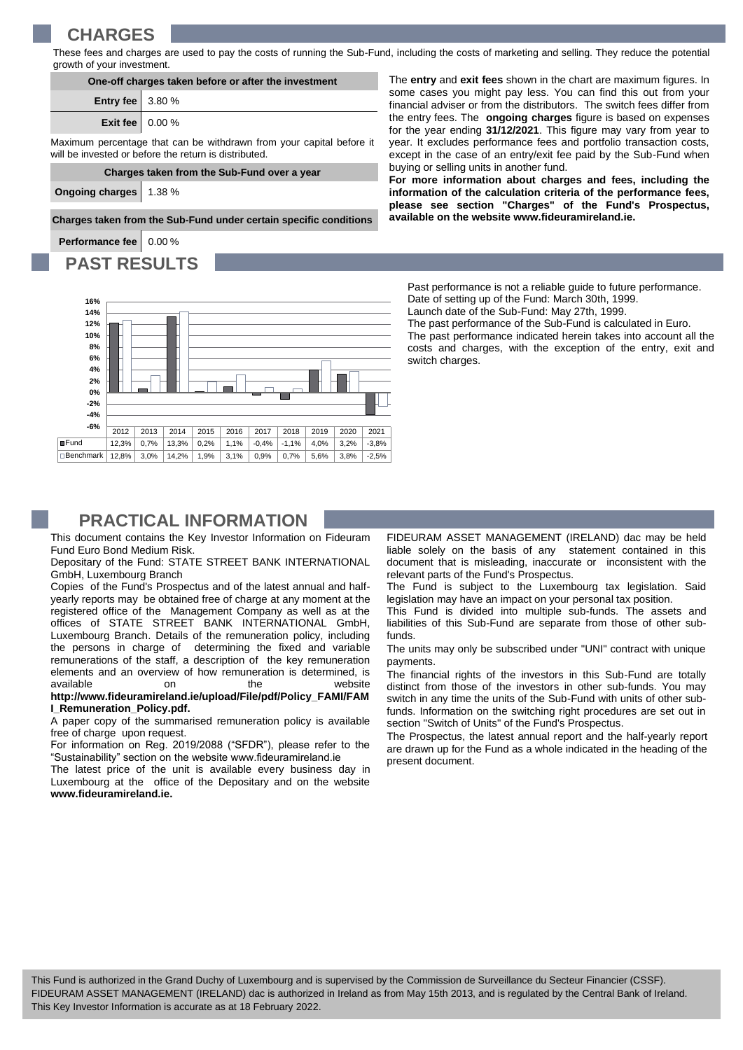## CHARGES

These fees and charges are used to pay the costs of running the Sub-Fund, including the costs of marketing and selling. They reduce the potential growth of your investment.

| One-off charges taken before or after the investment | |
|---|---|
| **Entry fee** | 3.80 % |
| **Exit fee** | 0.00 % |

Maximum percentage that can be withdrawn from your capital before it will be invested or before the return is distributed.

| Charges taken from the Sub-Fund over a year | |
|---|---|
| **Ongoing charges** | 1.38 % |

| Charges taken from the Sub-Fund under certain specific conditions | |
|---|---|
| **Performance fee** | 0.00 % |

The **entry** and **exit fees** shown in the chart are maximum figures. In some cases you might pay less. You can find this out from your financial adviser or from the distributors. The switch fees differ from the entry fees. The **ongoing charges** figure is based on expenses for the year ending **31/12/2021**. This figure may vary from year to year. It excludes performance fees and portfolio transaction costs, except in the case of an entry/exit fee paid by the Sub-Fund when buying or selling units in another fund.

**For more information about charges and fees, including the information of the calculation criteria of the performance fees, please see section "Charges" of the Fund's Prospectus, available on the website www.fideuramireland.ie.**

## PAST RESULTS

16%
14%
12%
10%
8%
6%
4%
2%
0%
-2%
-4%
-6%

| | 2012 | 2013 | 2014 | 2015 | 2016 | 2017 | 2018 | 2019 | 2020 | 2021 |
|---|---|---|---|---|---|---|---|---|---|---|
| Fund | 12,3% | 0,7% | 13,3% | 0,2% | 1,1% | -0,4% | -1,1% | 4,0% | 3,2% | -3,8% |
| Benchmark | 12,8% | 3,0% | 14,2% | 1,9% | 3,1% | 0,9% | 0,7% | 5,6% | 3,8% | -2,5% |

Past performance is not a reliable guide to future performance.
Date of setting up of the Fund: March 30th, 1999.
Launch date of the Sub-Fund: May 27th, 1999.
The past performance of the Sub-Fund is calculated in Euro.
The past performance indicated herein takes into account all the costs and charges, with the exception of the entry, exit and switch charges.

## PRACTICAL INFORMATION

This document contains the Key Investor Information on Fideuram Fund Euro Bond Medium Risk.

Depositary of the Fund: STATE STREET BANK INTERNATIONAL GmbH, Luxembourg Branch

Copies of the Fund's Prospectus and of the latest annual and half-yearly reports may be obtained free of charge at any moment at the registered office of the Management Company as well as at the offices of STATE STREET BANK INTERNATIONAL GmbH, Luxembourg Branch. Details of the remuneration policy, including the persons in charge of determining the fixed and variable remunerations of the staff, a description of the key remuneration elements and an overview of how remuneration is determined, is available on the website **http://www.fideuramireland.ie/upload/File/pdf/Policy_FAMI/FAMI_Remuneration_Policy.pdf.**

A paper copy of the summarised remuneration policy is available free of charge upon request.

For information on Reg. 2019/2088 ("SFDR"), please refer to the "Sustainability" section on the website www.fideuramireland.ie

The latest price of the unit is available every business day in Luxembourg at the office of the Depositary and on the website **www.fideuramireland.ie.**

FIDEURAM ASSET MANAGEMENT (IRELAND) dac may be held liable solely on the basis of any statement contained in this document that is misleading, inaccurate or inconsistent with the relevant parts of the Fund's Prospectus.

The Fund is subject to the Luxembourg tax legislation. Said legislation may have an impact on your personal tax position.

This Fund is divided into multiple sub-funds. The assets and liabilities of this Sub-Fund are separate from those of other sub-funds.

The units may only be subscribed under "UNI" contract with unique payments.

The financial rights of the investors in this Sub-Fund are totally distinct from those of the investors in other sub-funds. You may switch in any time the units of the Sub-Fund with units of other sub-funds. Information on the switching right procedures are set out in section "Switch of Units" of the Fund's Prospectus.

The Prospectus, the latest annual report and the half-yearly report are drawn up for the Fund as a whole indicated in the heading of the present document.

This Fund is authorized in the Grand Duchy of Luxembourg and is supervised by the Commission de Surveillance du Secteur Financier (CSSF).
FIDEURAM ASSET MANAGEMENT (IRELAND) dac is authorized in Ireland as from May 15th 2013, and is regulated by the Central Bank of Ireland.
This Key Investor Information is accurate as at 18 February 2022.